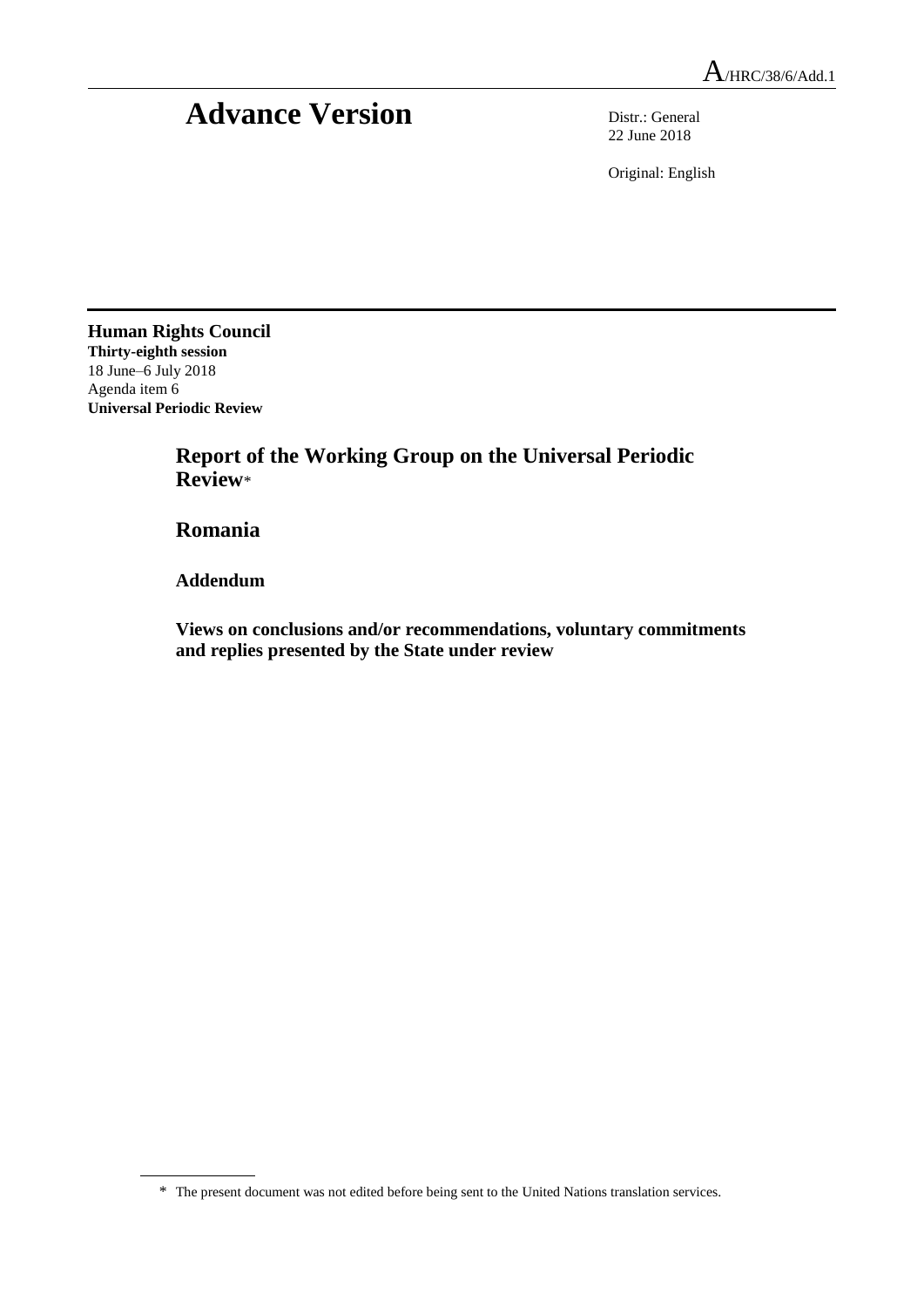A/HRC/38/6/Add.1

# Advance Version

Distr.: General
22 June 2018

Original: English

**Human Rights Council**
**Thirty-eighth session**
18 June–6 July 2018
Agenda item 6
**Universal Periodic Review**

## Report of the Working Group on the Universal Periodic Review*

## Romania

### Addendum

### Views on conclusions and/or recommendations, voluntary commitments and replies presented by the State under review

---

\* The present document was not edited before being sent to the United Nations translation services.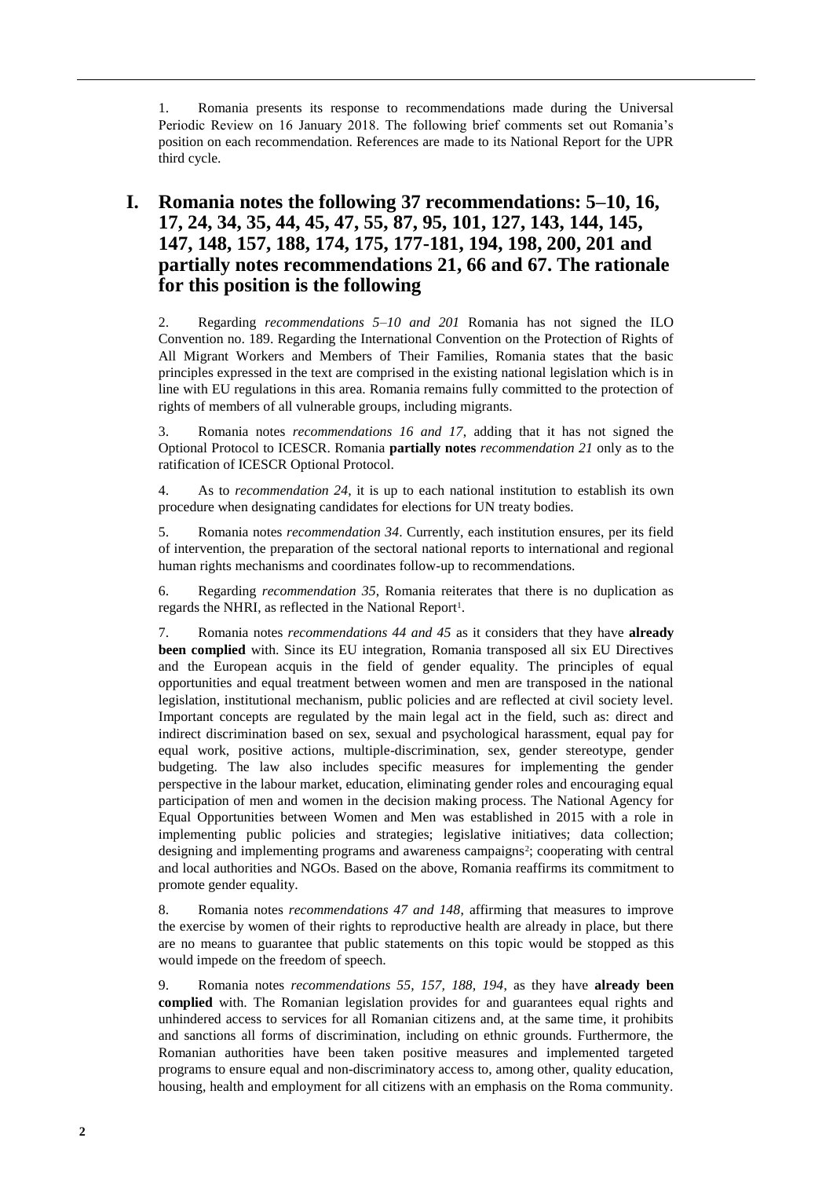1. Romania presents its response to recommendations made during the Universal Periodic Review on 16 January 2018. The following brief comments set out Romania's position on each recommendation. References are made to its National Report for the UPR third cycle.

# I. Romania notes the following 37 recommendations: 5–10, 16, 17, 24, 34, 35, 44, 45, 47, 55, 87, 95, 101, 127, 143, 144, 145, 147, 148, 157, 188, 174, 175, 177-181, 194, 198, 200, 201 and partially notes recommendations 21, 66 and 67. The rationale for this position is the following

2. Regarding *recommendations 5–10 and 201* Romania has not signed the ILO Convention no. 189. Regarding the International Convention on the Protection of Rights of All Migrant Workers and Members of Their Families, Romania states that the basic principles expressed in the text are comprised in the existing national legislation which is in line with EU regulations in this area. Romania remains fully committed to the protection of rights of members of all vulnerable groups, including migrants.

3. Romania notes *recommendations 16 and 17*, adding that it has not signed the Optional Protocol to ICESCR. Romania **partially notes** *recommendation 21* only as to the ratification of ICESCR Optional Protocol.

4. As to *recommendation 24*, it is up to each national institution to establish its own procedure when designating candidates for elections for UN treaty bodies.

5. Romania notes *recommendation 34*. Currently, each institution ensures, per its field of intervention, the preparation of the sectoral national reports to international and regional human rights mechanisms and coordinates follow-up to recommendations.

6. Regarding *recommendation 35*, Romania reiterates that there is no duplication as regards the NHRI, as reflected in the National Report[1].

7. Romania notes *recommendations 44 and 45* as it considers that they have **already been complied** with. Since its EU integration, Romania transposed all six EU Directives and the European acquis in the field of gender equality. The principles of equal opportunities and equal treatment between women and men are transposed in the national legislation, institutional mechanism, public policies and are reflected at civil society level. Important concepts are regulated by the main legal act in the field, such as: direct and indirect discrimination based on sex, sexual and psychological harassment, equal pay for equal work, positive actions, multiple-discrimination, sex, gender stereotype, gender budgeting. The law also includes specific measures for implementing the gender perspective in the labour market, education, eliminating gender roles and encouraging equal participation of men and women in the decision making process. The National Agency for Equal Opportunities between Women and Men was established in 2015 with a role in implementing public policies and strategies; legislative initiatives; data collection; designing and implementing programs and awareness campaigns[2]; cooperating with central and local authorities and NGOs. Based on the above, Romania reaffirms its commitment to promote gender equality.

8. Romania notes *recommendations 47 and 148*, affirming that measures to improve the exercise by women of their rights to reproductive health are already in place, but there are no means to guarantee that public statements on this topic would be stopped as this would impede on the freedom of speech.

9. Romania notes *recommendations 55, 157, 188, 194*, as they have **already been complied** with. The Romanian legislation provides for and guarantees equal rights and unhindered access to services for all Romanian citizens and, at the same time, it prohibits and sanctions all forms of discrimination, including on ethnic grounds. Furthermore, the Romanian authorities have been taken positive measures and implemented targeted programs to ensure equal and non-discriminatory access to, among other, quality education, housing, health and employment for all citizens with an emphasis on the Roma community.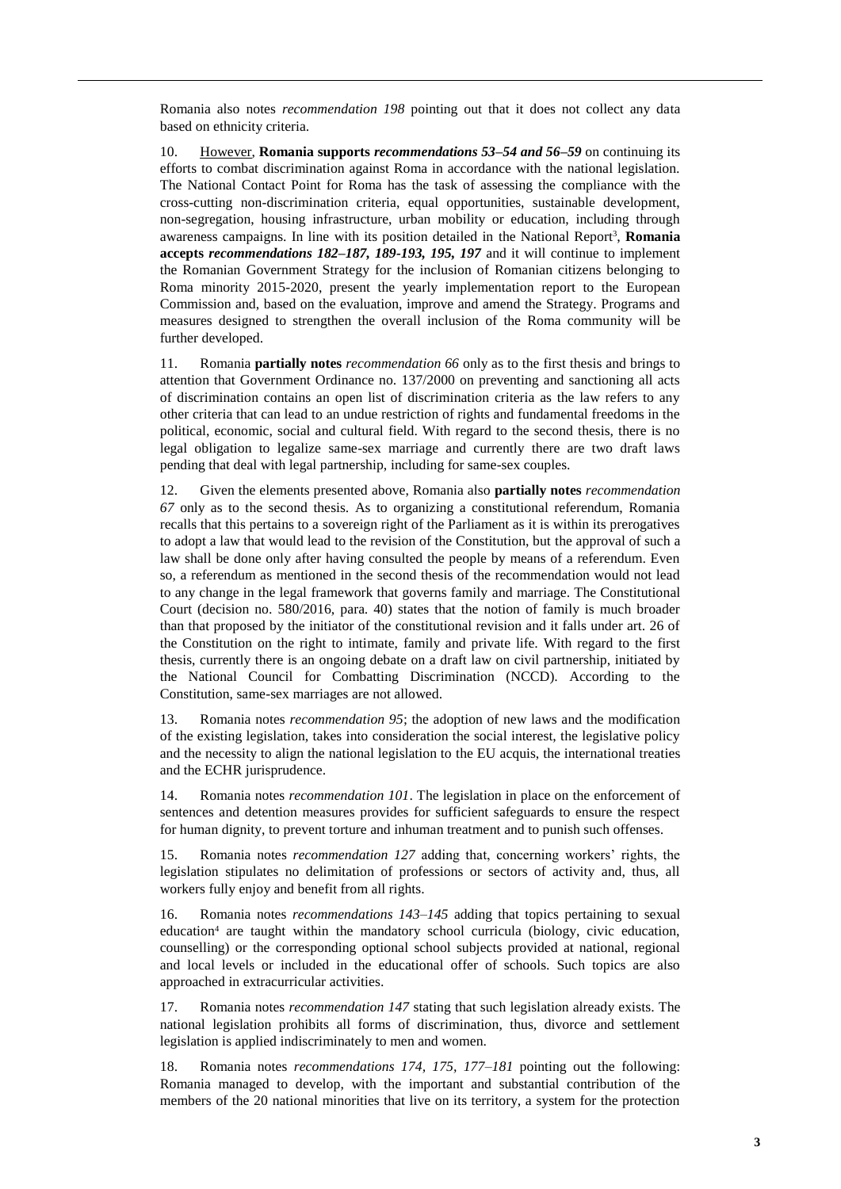Romania also notes *recommendation 198* pointing out that it does not collect any data based on ethnicity criteria.

10. However, **Romania supports** ***recommendations 53–54 and 56–59*** on continuing its efforts to combat discrimination against Roma in accordance with the national legislation. The National Contact Point for Roma has the task of assessing the compliance with the cross-cutting non-discrimination criteria, equal opportunities, sustainable development, non-segregation, housing infrastructure, urban mobility or education, including through awareness campaigns. In line with its position detailed in the National Report[3], **Romania accepts** ***recommendations 182–187, 189-193, 195, 197*** and it will continue to implement the Romanian Government Strategy for the inclusion of Romanian citizens belonging to Roma minority 2015-2020, present the yearly implementation report to the European Commission and, based on the evaluation, improve and amend the Strategy. Programs and measures designed to strengthen the overall inclusion of the Roma community will be further developed.

11. Romania **partially notes** *recommendation 66* only as to the first thesis and brings to attention that Government Ordinance no. 137/2000 on preventing and sanctioning all acts of discrimination contains an open list of discrimination criteria as the law refers to any other criteria that can lead to an undue restriction of rights and fundamental freedoms in the political, economic, social and cultural field. With regard to the second thesis, there is no legal obligation to legalize same-sex marriage and currently there are two draft laws pending that deal with legal partnership, including for same-sex couples.

12. Given the elements presented above, Romania also **partially notes** *recommendation 67* only as to the second thesis. As to organizing a constitutional referendum, Romania recalls that this pertains to a sovereign right of the Parliament as it is within its prerogatives to adopt a law that would lead to the revision of the Constitution, but the approval of such a law shall be done only after having consulted the people by means of a referendum. Even so, a referendum as mentioned in the second thesis of the recommendation would not lead to any change in the legal framework that governs family and marriage. The Constitutional Court (decision no. 580/2016, para. 40) states that the notion of family is much broader than that proposed by the initiator of the constitutional revision and it falls under art. 26 of the Constitution on the right to intimate, family and private life. With regard to the first thesis, currently there is an ongoing debate on a draft law on civil partnership, initiated by the National Council for Combatting Discrimination (NCCD). According to the Constitution, same-sex marriages are not allowed.

13. Romania notes *recommendation 95*; the adoption of new laws and the modification of the existing legislation, takes into consideration the social interest, the legislative policy and the necessity to align the national legislation to the EU acquis, the international treaties and the ECHR jurisprudence.

14. Romania notes *recommendation 101*. The legislation in place on the enforcement of sentences and detention measures provides for sufficient safeguards to ensure the respect for human dignity, to prevent torture and inhuman treatment and to punish such offenses.

15. Romania notes *recommendation 127* adding that, concerning workers' rights, the legislation stipulates no delimitation of professions or sectors of activity and, thus, all workers fully enjoy and benefit from all rights.

16. Romania notes *recommendations 143–145* adding that topics pertaining to sexual education[4] are taught within the mandatory school curricula (biology, civic education, counselling) or the corresponding optional school subjects provided at national, regional and local levels or included in the educational offer of schools. Such topics are also approached in extracurricular activities.

17. Romania notes *recommendation 147* stating that such legislation already exists. The national legislation prohibits all forms of discrimination, thus, divorce and settlement legislation is applied indiscriminately to men and women.

18. Romania notes *recommendations 174, 175, 177–181* pointing out the following: Romania managed to develop, with the important and substantial contribution of the members of the 20 national minorities that live on its territory, a system for the protection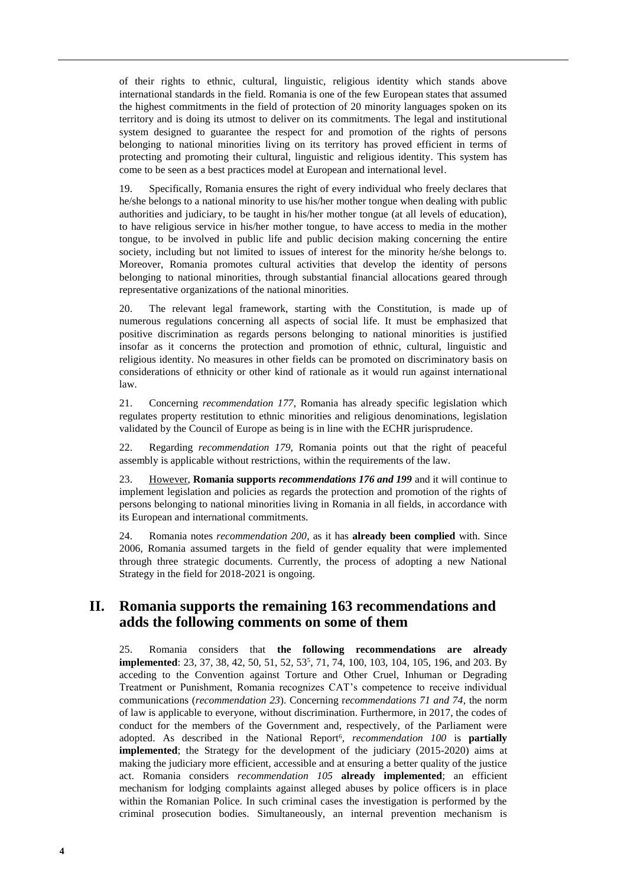of their rights to ethnic, cultural, linguistic, religious identity which stands above international standards in the field. Romania is one of the few European states that assumed the highest commitments in the field of protection of 20 minority languages spoken on its territory and is doing its utmost to deliver on its commitments. The legal and institutional system designed to guarantee the respect for and promotion of the rights of persons belonging to national minorities living on its territory has proved efficient in terms of protecting and promoting their cultural, linguistic and religious identity. This system has come to be seen as a best practices model at European and international level.

19. Specifically, Romania ensures the right of every individual who freely declares that he/she belongs to a national minority to use his/her mother tongue when dealing with public authorities and judiciary, to be taught in his/her mother tongue (at all levels of education), to have religious service in his/her mother tongue, to have access to media in the mother tongue, to be involved in public life and public decision making concerning the entire society, including but not limited to issues of interest for the minority he/she belongs to. Moreover, Romania promotes cultural activities that develop the identity of persons belonging to national minorities, through substantial financial allocations geared through representative organizations of the national minorities.

20. The relevant legal framework, starting with the Constitution, is made up of numerous regulations concerning all aspects of social life. It must be emphasized that positive discrimination as regards persons belonging to national minorities is justified insofar as it concerns the protection and promotion of ethnic, cultural, linguistic and religious identity. No measures in other fields can be promoted on discriminatory basis on considerations of ethnicity or other kind of rationale as it would run against international law.

21. Concerning *recommendation 177*, Romania has already specific legislation which regulates property restitution to ethnic minorities and religious denominations, legislation validated by the Council of Europe as being is in line with the ECHR jurisprudence.

22. Regarding *recommendation 179,* Romania points out that the right of peaceful assembly is applicable without restrictions, within the requirements of the law.

23. <u>However</u>, **Romania supports *recommendations 176 and 199*** and it will continue to implement legislation and policies as regards the protection and promotion of the rights of persons belonging to national minorities living in Romania in all fields, in accordance with its European and international commitments.

24. Romania notes *recommendation 200*, as it has **already been complied** with. Since 2006, Romania assumed targets in the field of gender equality that were implemented through three strategic documents. Currently, the process of adopting a new National Strategy in the field for 2018-2021 is ongoing.

## II. Romania supports the remaining 163 recommendations and adds the following comments on some of them

25. Romania considers that **the following recommendations are already implemented**: 23, 37, 38, 42, 50, 51, 52, 53[5], 71, 74, 100, 103, 104, 105, 196, and 203. By acceding to the Convention against Torture and Other Cruel, Inhuman or Degrading Treatment or Punishment, Romania recognizes CAT's competence to receive individual communications (*recommendation 23*). Concerning r*ecommendations 71 and 74*, the norm of law is applicable to everyone, without discrimination. Furthermore, in 2017, the codes of conduct for the members of the Government and, respectively, of the Parliament were adopted. As described in the National Report[6], *recommendation 100* is **partially implemented**; the Strategy for the development of the judiciary (2015-2020) aims at making the judiciary more efficient, accessible and at ensuring a better quality of the justice act. Romania considers *recommendation 105* **already implemented**; an efficient mechanism for lodging complaints against alleged abuses by police officers is in place within the Romanian Police. In such criminal cases the investigation is performed by the criminal prosecution bodies. Simultaneously, an internal prevention mechanism is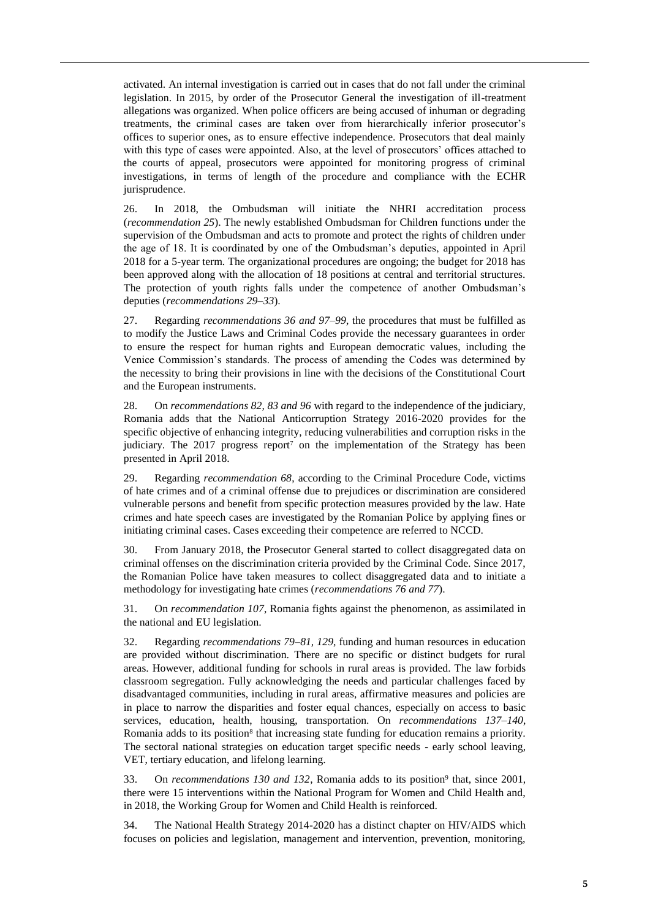activated. An internal investigation is carried out in cases that do not fall under the criminal legislation. In 2015, by order of the Prosecutor General the investigation of ill-treatment allegations was organized. When police officers are being accused of inhuman or degrading treatments, the criminal cases are taken over from hierarchically inferior prosecutor's offices to superior ones, as to ensure effective independence. Prosecutors that deal mainly with this type of cases were appointed. Also, at the level of prosecutors' offices attached to the courts of appeal, prosecutors were appointed for monitoring progress of criminal investigations, in terms of length of the procedure and compliance with the ECHR jurisprudence.

26. In 2018, the Ombudsman will initiate the NHRI accreditation process (*recommendation 25*). The newly established Ombudsman for Children functions under the supervision of the Ombudsman and acts to promote and protect the rights of children under the age of 18. It is coordinated by one of the Ombudsman's deputies, appointed in April 2018 for a 5-year term. The organizational procedures are ongoing; the budget for 2018 has been approved along with the allocation of 18 positions at central and territorial structures. The protection of youth rights falls under the competence of another Ombudsman's deputies (*recommendations 29–33*).

27. Regarding *recommendations 36 and 97–99*, the procedures that must be fulfilled as to modify the Justice Laws and Criminal Codes provide the necessary guarantees in order to ensure the respect for human rights and European democratic values, including the Venice Commission's standards. The process of amending the Codes was determined by the necessity to bring their provisions in line with the decisions of the Constitutional Court and the European instruments.

28. On *recommendations 82, 83 and 96* with regard to the independence of the judiciary, Romania adds that the National Anticorruption Strategy 2016-2020 provides for the specific objective of enhancing integrity, reducing vulnerabilities and corruption risks in the judiciary. The 2017 progress report[7] on the implementation of the Strategy has been presented in April 2018.

29. Regarding *recommendation 68*, according to the Criminal Procedure Code, victims of hate crimes and of a criminal offense due to prejudices or discrimination are considered vulnerable persons and benefit from specific protection measures provided by the law. Hate crimes and hate speech cases are investigated by the Romanian Police by applying fines or initiating criminal cases. Cases exceeding their competence are referred to NCCD.

30. From January 2018, the Prosecutor General started to collect disaggregated data on criminal offenses on the discrimination criteria provided by the Criminal Code. Since 2017, the Romanian Police have taken measures to collect disaggregated data and to initiate a methodology for investigating hate crimes (*recommendations 76 and 77*).

31. On *recommendation 107*, Romania fights against the phenomenon, as assimilated in the national and EU legislation.

32. Regarding *recommendations 79–81, 129*, funding and human resources in education are provided without discrimination. There are no specific or distinct budgets for rural areas. However, additional funding for schools in rural areas is provided. The law forbids classroom segregation. Fully acknowledging the needs and particular challenges faced by disadvantaged communities, including in rural areas, affirmative measures and policies are in place to narrow the disparities and foster equal chances, especially on access to basic services, education, health, housing, transportation. On *recommendations 137–140*, Romania adds to its position[8] that increasing state funding for education remains a priority. The sectoral national strategies on education target specific needs - early school leaving, VET, tertiary education, and lifelong learning.

33. On *recommendations 130 and 132*, Romania adds to its position[9] that, since 2001, there were 15 interventions within the National Program for Women and Child Health and, in 2018, the Working Group for Women and Child Health is reinforced.

34. The National Health Strategy 2014-2020 has a distinct chapter on HIV/AIDS which focuses on policies and legislation, management and intervention, prevention, monitoring,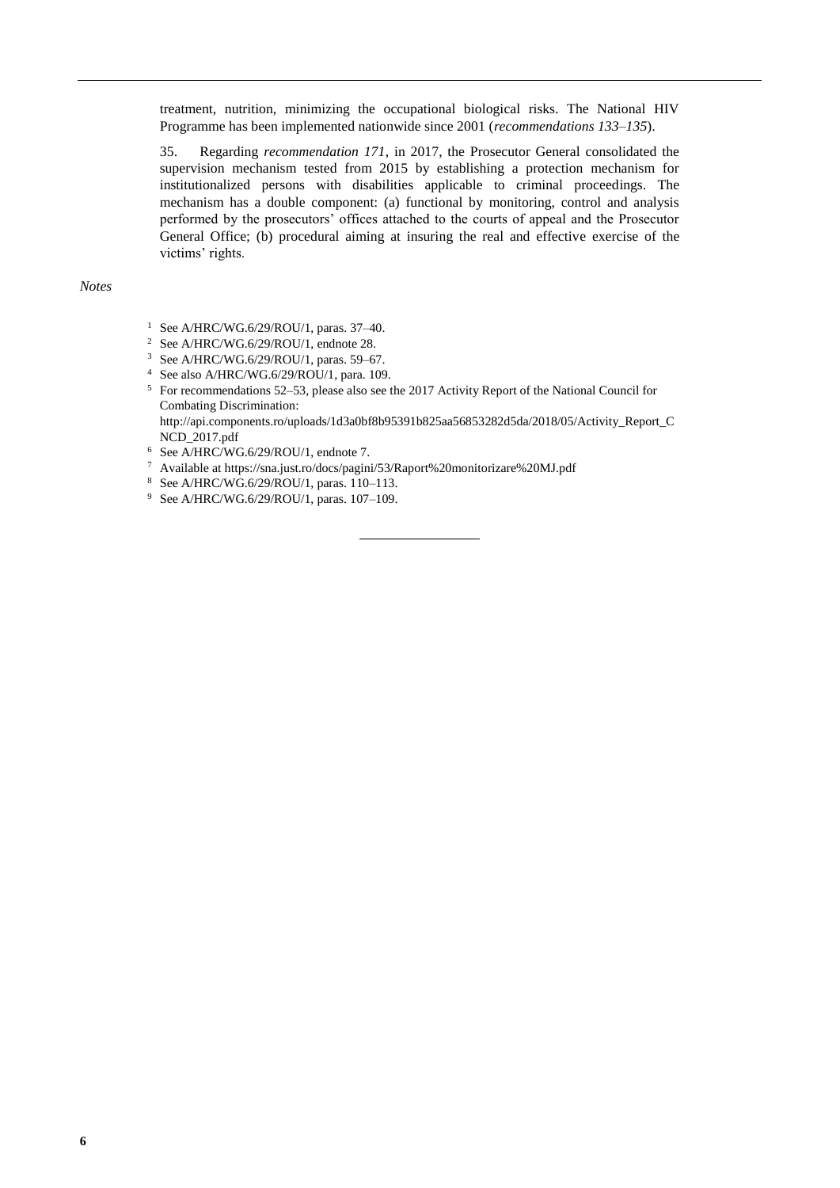treatment, nutrition, minimizing the occupational biological risks. The National HIV Programme has been implemented nationwide since 2001 (*recommendations 133–135*).

35. Regarding *recommendation 171*, in 2017, the Prosecutor General consolidated the supervision mechanism tested from 2015 by establishing a protection mechanism for institutionalized persons with disabilities applicable to criminal proceedings. The mechanism has a double component: (a) functional by monitoring, control and analysis performed by the prosecutors' offices attached to the courts of appeal and the Prosecutor General Office; (b) procedural aiming at insuring the real and effective exercise of the victims' rights.

*Notes*

[1] See A/HRC/WG.6/29/ROU/1, paras. 37–40.

[2] See A/HRC/WG.6/29/ROU/1, endnote 28.

[3] See A/HRC/WG.6/29/ROU/1, paras. 59–67.

[4] See also A/HRC/WG.6/29/ROU/1, para. 109.

[5] For recommendations 52–53, please also see the 2017 Activity Report of the National Council for Combating Discrimination: http://api.components.ro/uploads/1d3a0bf8b95391b825aa56853282d5da/2018/05/Activity_Report_CNCD_2017.pdf

[6] See A/HRC/WG.6/29/ROU/1, endnote 7.

[7] Available at https://sna.just.ro/docs/pagini/53/Raport%20monitorizare%20MJ.pdf

[8] See A/HRC/WG.6/29/ROU/1, paras. 110–113.

[9] See A/HRC/WG.6/29/ROU/1, paras. 107–109.